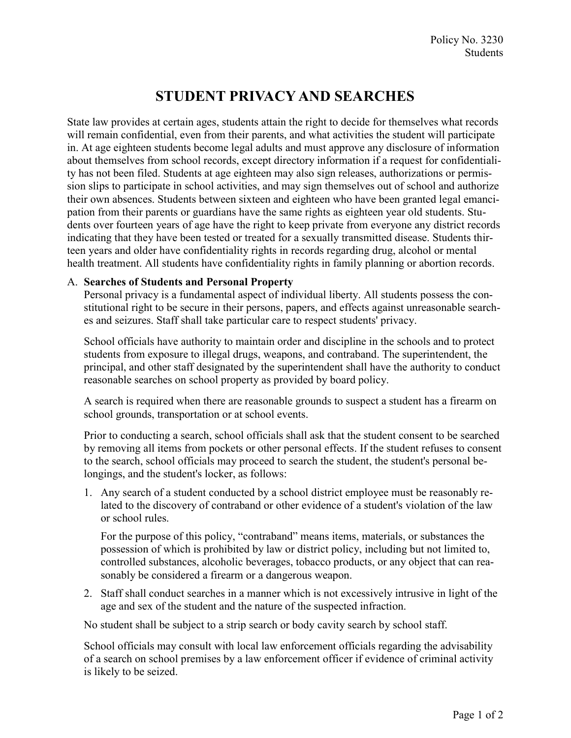Policy No. 3230
Students

# STUDENT PRIVACY AND SEARCHES

State law provides at certain ages, students attain the right to decide for themselves what records will remain confidential, even from their parents, and what activities the student will participate in. At age eighteen students become legal adults and must approve any disclosure of information about themselves from school records, except directory information if a request for confidentiality has not been filed. Students at age eighteen may also sign releases, authorizations or permission slips to participate in school activities, and may sign themselves out of school and authorize their own absences. Students between sixteen and eighteen who have been granted legal emancipation from their parents or guardians have the same rights as eighteen year old students. Students over fourteen years of age have the right to keep private from everyone any district records indicating that they have been tested or treated for a sexually transmitted disease. Students thirteen years and older have confidentiality rights in records regarding drug, alcohol or mental health treatment. All students have confidentiality rights in family planning or abortion records.

A. **Searches of Students and Personal Property**

Personal privacy is a fundamental aspect of individual liberty. All students possess the constitutional right to be secure in their persons, papers, and effects against unreasonable searches and seizures. Staff shall take particular care to respect students' privacy.

School officials have authority to maintain order and discipline in the schools and to protect students from exposure to illegal drugs, weapons, and contraband. The superintendent, the principal, and other staff designated by the superintendent shall have the authority to conduct reasonable searches on school property as provided by board policy.

A search is required when there are reasonable grounds to suspect a student has a firearm on school grounds, transportation or at school events.

Prior to conducting a search, school officials shall ask that the student consent to be searched by removing all items from pockets or other personal effects. If the student refuses to consent to the search, school officials may proceed to search the student, the student's personal belongings, and the student's locker, as follows:

1. Any search of a student conducted by a school district employee must be reasonably related to the discovery of contraband or other evidence of a student's violation of the law or school rules.

   For the purpose of this policy, "contraband" means items, materials, or substances the possession of which is prohibited by law or district policy, including but not limited to, controlled substances, alcoholic beverages, tobacco products, or any object that can reasonably be considered a firearm or a dangerous weapon.

2. Staff shall conduct searches in a manner which is not excessively intrusive in light of the age and sex of the student and the nature of the suspected infraction.

No student shall be subject to a strip search or body cavity search by school staff.

School officials may consult with local law enforcement officials regarding the advisability of a search on school premises by a law enforcement officer if evidence of criminal activity is likely to be seized.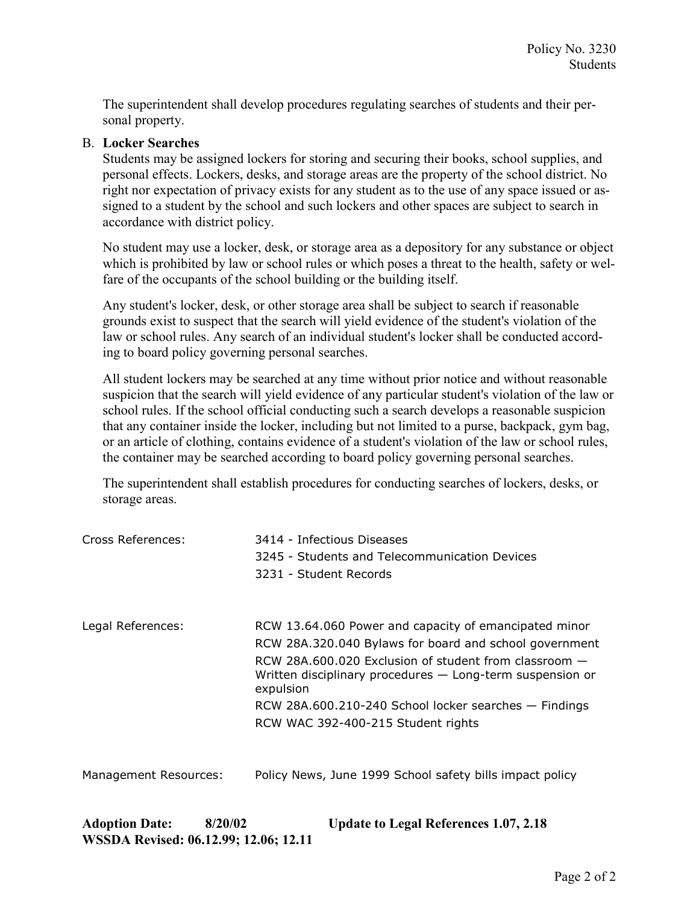The superintendent shall develop procedures regulating searches of students and their personal property.

B. **Locker Searches**

Students may be assigned lockers for storing and securing their books, school supplies, and personal effects. Lockers, desks, and storage areas are the property of the school district. No right nor expectation of privacy exists for any student as to the use of any space issued or assigned to a student by the school and such lockers and other spaces are subject to search in accordance with district policy.

No student may use a locker, desk, or storage area as a depository for any substance or object which is prohibited by law or school rules or which poses a threat to the health, safety or welfare of the occupants of the school building or the building itself.

Any student's locker, desk, or other storage area shall be subject to search if reasonable grounds exist to suspect that the search will yield evidence of the student's violation of the law or school rules. Any search of an individual student's locker shall be conducted according to board policy governing personal searches.

All student lockers may be searched at any time without prior notice and without reasonable suspicion that the search will yield evidence of any particular student's violation of the law or school rules. If the school official conducting such a search develops a reasonable suspicion that any container inside the locker, including but not limited to a purse, backpack, gym bag, or an article of clothing, contains evidence of a student's violation of the law or school rules, the container may be searched according to board policy governing personal searches.

The superintendent shall establish procedures for conducting searches of lockers, desks, or storage areas.

| | |
|---|---|
| Cross References: | 3414 - Infectious Diseases |
| | 3245 - Students and Telecommunication Devices |
| | 3231 - Student Records |
| Legal References: | RCW 13.64.060 Power and capacity of emancipated minor |
| | RCW 28A.320.040 Bylaws for board and school government |
| | RCW 28A.600.020 Exclusion of student from classroom — Written disciplinary procedures — Long-term suspension or expulsion |
| | RCW 28A.600.210-240 School locker searches — Findings |
| | RCW WAC 392-400-215 Student rights |
| Management Resources: | Policy News, June 1999 School safety bills impact policy |

**Adoption Date: 8/20/02** **Update to Legal References 1.07, 2.18**
**WSSDA Revised: 06.12.99; 12.06; 12.11**